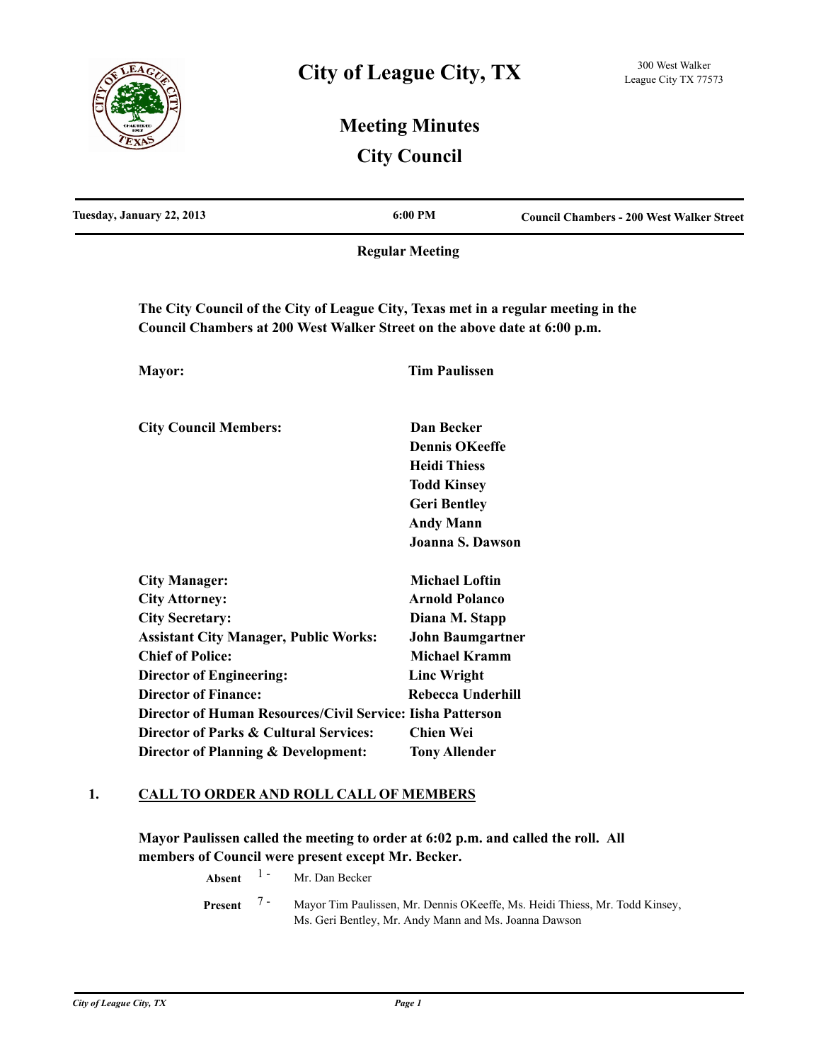# City of League City, TX

300 West Walker
League City TX 77573

## Meeting Minutes
## City Council

**Tuesday, January 22, 2013** | **6:00 PM** | **Council Chambers - 200 West Walker Street**

**Regular Meeting**

**The City Council of the City of League City, Texas met in a regular meeting in the Council Chambers at 200 West Walker Street on the above date at 6:00 p.m.**

| | |
|---|---|
| **Mayor:** | **Tim Paulissen** |
| **City Council Members:** | **Dan Becker** |
| | **Dennis OKeeffe** |
| | **Heidi Thiess** |
| | **Todd Kinsey** |
| | **Geri Bentley** |
| | **Andy Mann** |
| | **Joanna S. Dawson** |
| **City Manager:** | **Michael Loftin** |
| **City Attorney:** | **Arnold Polanco** |
| **City Secretary:** | **Diana M. Stapp** |
| **Assistant City Manager, Public Works:** | **John Baumgartner** |
| **Chief of Police:** | **Michael Kramm** |
| **Director of Engineering:** | **Linc Wright** |
| **Director of Finance:** | **Rebecca Underhill** |
| **Director of Human Resources/Civil Service:** | **Iisha Patterson** |
| **Director of Parks & Cultural Services:** | **Chien Wei** |
| **Director of Planning & Development:** | **Tony Allender** |

### 1. CALL TO ORDER AND ROLL CALL OF MEMBERS

**Mayor Paulissen called the meeting to order at 6:02 p.m. and called the roll. All members of Council were present except Mr. Becker.**

**Absent** 1 - Mr. Dan Becker

**Present** 7 - Mayor Tim Paulissen, Mr. Dennis OKeeffe, Ms. Heidi Thiess, Mr. Todd Kinsey, Ms. Geri Bentley, Mr. Andy Mann and Ms. Joanna Dawson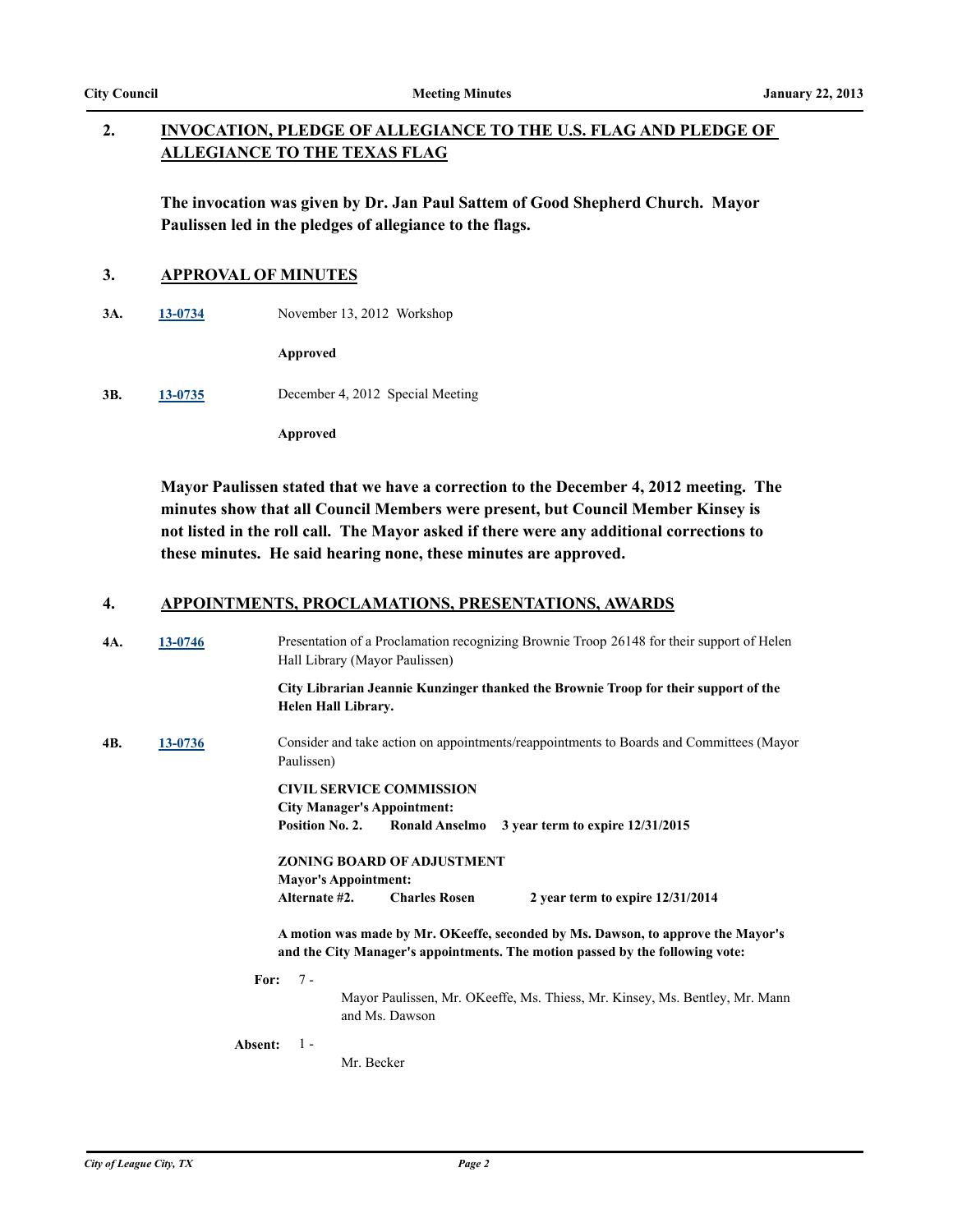## 2. INVOCATION, PLEDGE OF ALLEGIANCE TO THE U.S. FLAG AND PLEDGE OF ALLEGIANCE TO THE TEXAS FLAG

**The invocation was given by Dr. Jan Paul Sattem of Good Shepherd Church. Mayor Paulissen led in the pledges of allegiance to the flags.**

## 3. APPROVAL OF MINUTES

**3A.** 13-0734 November 13, 2012 Workshop

**Approved**

**3B.** 13-0735 December 4, 2012 Special Meeting

**Approved**

**Mayor Paulissen stated that we have a correction to the December 4, 2012 meeting. The minutes show that all Council Members were present, but Council Member Kinsey is not listed in the roll call. The Mayor asked if there were any additional corrections to these minutes. He said hearing none, these minutes are approved.**

## 4. APPOINTMENTS, PROCLAMATIONS, PRESENTATIONS, AWARDS

**4A.** 13-0746 Presentation of a Proclamation recognizing Brownie Troop 26148 for their support of Helen Hall Library (Mayor Paulissen)

**City Librarian Jeannie Kunzinger thanked the Brownie Troop for their support of the Helen Hall Library.**

**4B.** 13-0736 Consider and take action on appointments/reappointments to Boards and Committees (Mayor Paulissen)

**CIVIL SERVICE COMMISSION**
**City Manager's Appointment:**
**Position No. 2. Ronald Anselmo 3 year term to expire 12/31/2015**

**ZONING BOARD OF ADJUSTMENT**
**Mayor's Appointment:**
**Alternate #2. Charles Rosen 2 year term to expire 12/31/2014**

**A motion was made by Mr. OKeeffe, seconded by Ms. Dawson, to approve the Mayor's and the City Manager's appointments. The motion passed by the following vote:**

**For:** 7 - Mayor Paulissen, Mr. OKeeffe, Ms. Thiess, Mr. Kinsey, Ms. Bentley, Mr. Mann and Ms. Dawson

**Absent:** 1 - Mr. Becker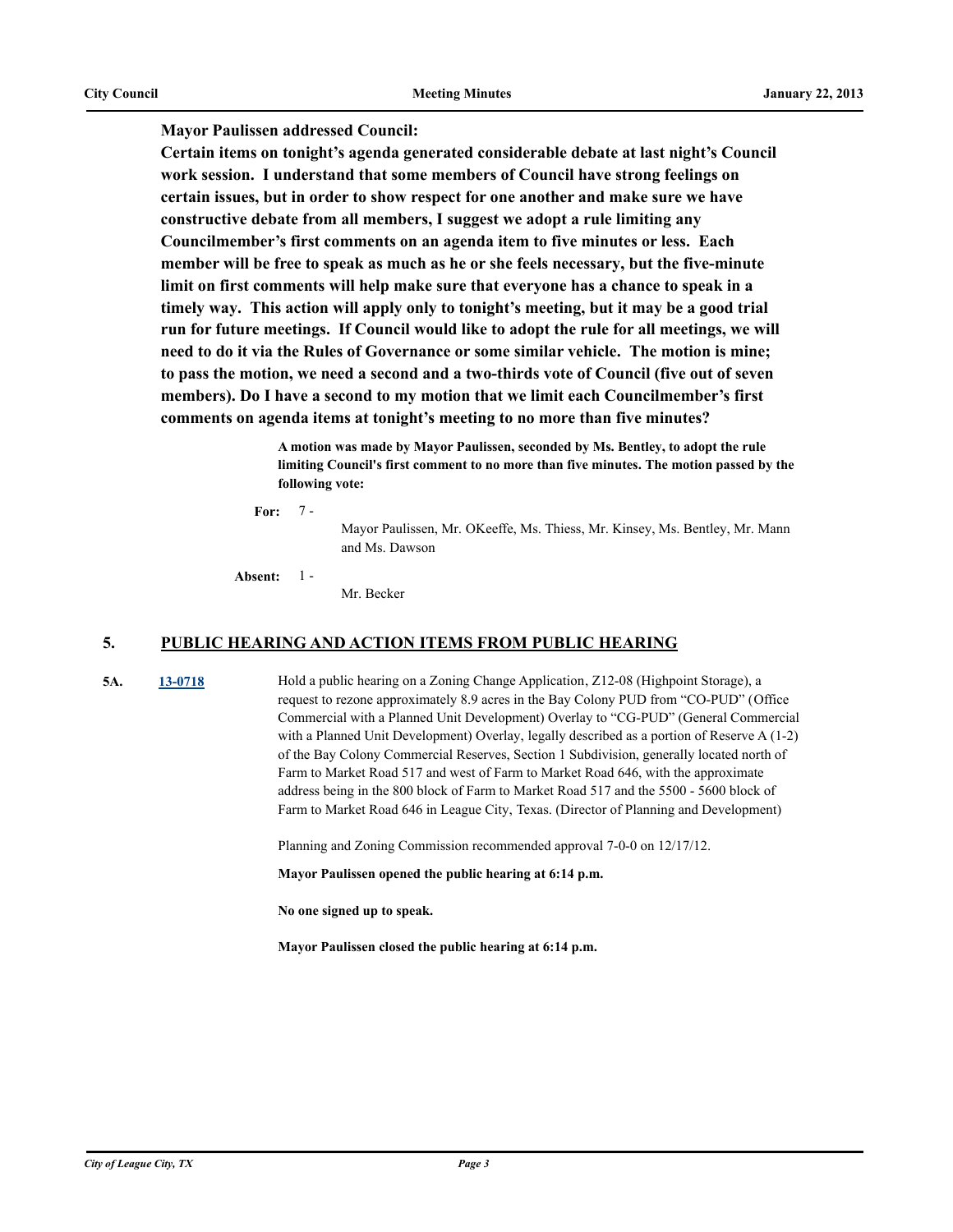**Mayor Paulissen addressed Council:**

**Certain items on tonight's agenda generated considerable debate at last night's Council work session. I understand that some members of Council have strong feelings on certain issues, but in order to show respect for one another and make sure we have constructive debate from all members, I suggest we adopt a rule limiting any Councilmember's first comments on an agenda item to five minutes or less. Each member will be free to speak as much as he or she feels necessary, but the five-minute limit on first comments will help make sure that everyone has a chance to speak in a timely way. This action will apply only to tonight's meeting, but it may be a good trial run for future meetings. If Council would like to adopt the rule for all meetings, we will need to do it via the Rules of Governance or some similar vehicle. The motion is mine; to pass the motion, we need a second and a two-thirds vote of Council (five out of seven members). Do I have a second to my motion that we limit each Councilmember's first comments on agenda items at tonight's meeting to no more than five minutes?**

**A motion was made by Mayor Paulissen, seconded by Ms. Bentley, to adopt the rule limiting Council's first comment to no more than five minutes. The motion passed by the following vote:**

**For:** 7 - Mayor Paulissen, Mr. OKeeffe, Ms. Thiess, Mr. Kinsey, Ms. Bentley, Mr. Mann and Ms. Dawson

**Absent:** 1 - Mr. Becker

## 5. PUBLIC HEARING AND ACTION ITEMS FROM PUBLIC HEARING

**5A.** **13-0718** Hold a public hearing on a Zoning Change Application, Z12-08 (Highpoint Storage), a request to rezone approximately 8.9 acres in the Bay Colony PUD from "CO-PUD" (Office Commercial with a Planned Unit Development) Overlay to "CG-PUD" (General Commercial with a Planned Unit Development) Overlay, legally described as a portion of Reserve A (1-2) of the Bay Colony Commercial Reserves, Section 1 Subdivision, generally located north of Farm to Market Road 517 and west of Farm to Market Road 646, with the approximate address being in the 800 block of Farm to Market Road 517 and the 5500 - 5600 block of Farm to Market Road 646 in League City, Texas. (Director of Planning and Development)

Planning and Zoning Commission recommended approval 7-0-0 on 12/17/12.

**Mayor Paulissen opened the public hearing at 6:14 p.m.**

**No one signed up to speak.**

**Mayor Paulissen closed the public hearing at 6:14 p.m.**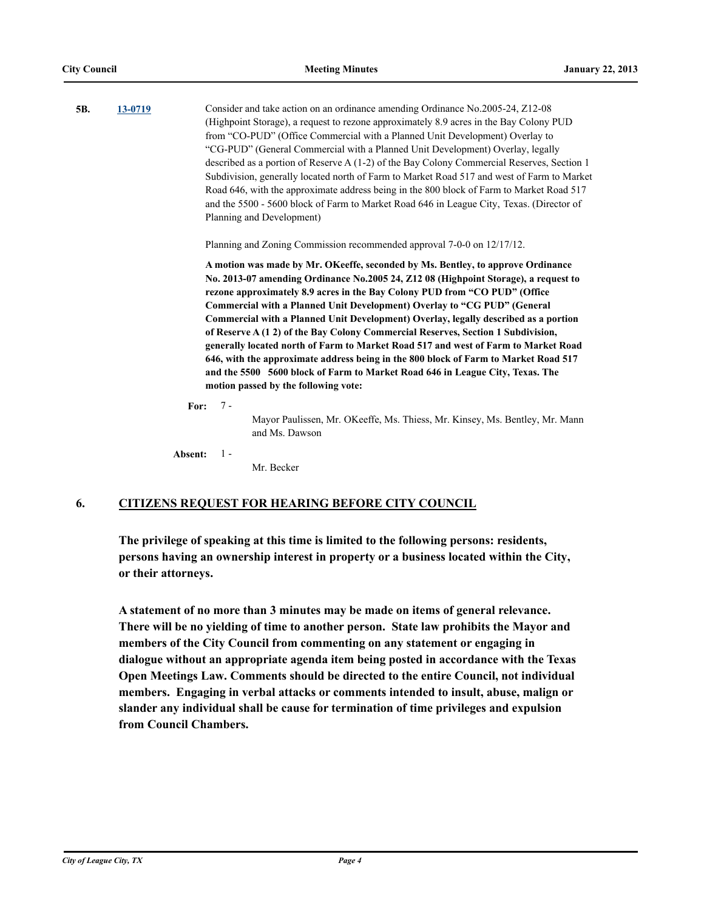**5B.** [13-0719]

Consider and take action on an ordinance amending Ordinance No.2005-24, Z12-08 (Highpoint Storage), a request to rezone approximately 8.9 acres in the Bay Colony PUD from "CO-PUD" (Office Commercial with a Planned Unit Development) Overlay to "CG-PUD" (General Commercial with a Planned Unit Development) Overlay, legally described as a portion of Reserve A (1-2) of the Bay Colony Commercial Reserves, Section 1 Subdivision, generally located north of Farm to Market Road 517 and west of Farm to Market Road 646, with the approximate address being in the 800 block of Farm to Market Road 517 and the 5500 - 5600 block of Farm to Market Road 646 in League City, Texas. (Director of Planning and Development)

Planning and Zoning Commission recommended approval 7-0-0 on 12/17/12.

**A motion was made by Mr. OKeeffe, seconded by Ms. Bentley, to approve Ordinance No. 2013-07 amending Ordinance No.2005 24, Z12 08 (Highpoint Storage), a request to rezone approximately 8.9 acres in the Bay Colony PUD from "CO PUD" (Office Commercial with a Planned Unit Development) Overlay to "CG PUD" (General Commercial with a Planned Unit Development) Overlay, legally described as a portion of Reserve A (1 2) of the Bay Colony Commercial Reserves, Section 1 Subdivision, generally located north of Farm to Market Road 517 and west of Farm to Market Road 646, with the approximate address being in the 800 block of Farm to Market Road 517 and the 5500 5600 block of Farm to Market Road 646 in League City, Texas. The motion passed by the following vote:**

**For:** 7 - Mayor Paulissen, Mr. OKeeffe, Ms. Thiess, Mr. Kinsey, Ms. Bentley, Mr. Mann and Ms. Dawson

**Absent:** 1 - Mr. Becker

## 6. CITIZENS REQUEST FOR HEARING BEFORE CITY COUNCIL

**The privilege of speaking at this time is limited to the following persons: residents, persons having an ownership interest in property or a business located within the City, or their attorneys.**

**A statement of no more than 3 minutes may be made on items of general relevance. There will be no yielding of time to another person. State law prohibits the Mayor and members of the City Council from commenting on any statement or engaging in dialogue without an appropriate agenda item being posted in accordance with the Texas Open Meetings Law. Comments should be directed to the entire Council, not individual members. Engaging in verbal attacks or comments intended to insult, abuse, malign or slander any individual shall be cause for termination of time privileges and expulsion from Council Chambers.**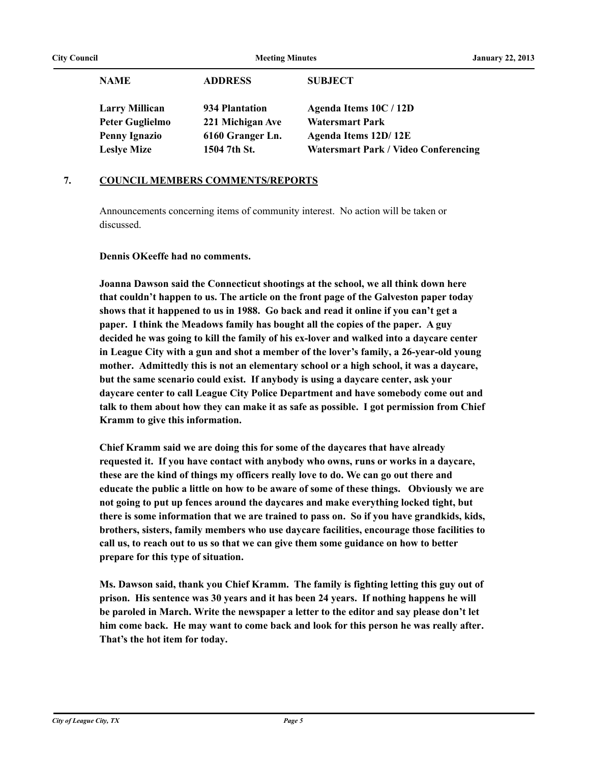| NAME | ADDRESS | SUBJECT |
| --- | --- | --- |
| **Larry Millican** | **934 Plantation** | **Agenda Items 10C / 12D** |
| **Peter Guglielmo** | **221 Michigan Ave** | **Watersmart Park** |
| **Penny Ignazio** | **6160 Granger Ln.** | **Agenda Items 12D/ 12E** |
| **Leslye Mize** | **1504 7th St.** | **Watersmart Park / Video Conferencing** |

## 7. COUNCIL MEMBERS COMMENTS/REPORTS

Announcements concerning items of community interest. No action will be taken or discussed.

**Dennis OKeeffe had no comments.**

**Joanna Dawson said the Connecticut shootings at the school, we all think down here that couldn't happen to us. The article on the front page of the Galveston paper today shows that it happened to us in 1988. Go back and read it online if you can't get a paper. I think the Meadows family has bought all the copies of the paper. A guy decided he was going to kill the family of his ex-lover and walked into a daycare center in League City with a gun and shot a member of the lover's family, a 26-year-old young mother. Admittedly this is not an elementary school or a high school, it was a daycare, but the same scenario could exist. If anybody is using a daycare center, ask your daycare center to call League City Police Department and have somebody come out and talk to them about how they can make it as safe as possible. I got permission from Chief Kramm to give this information.**

**Chief Kramm said we are doing this for some of the daycares that have already requested it. If you have contact with anybody who owns, runs or works in a daycare, these are the kind of things my officers really love to do. We can go out there and educate the public a little on how to be aware of some of these things. Obviously we are not going to put up fences around the daycares and make everything locked tight, but there is some information that we are trained to pass on. So if you have grandkids, kids, brothers, sisters, family members who use daycare facilities, encourage those facilities to call us, to reach out to us so that we can give them some guidance on how to better prepare for this type of situation.**

**Ms. Dawson said, thank you Chief Kramm. The family is fighting letting this guy out of prison. His sentence was 30 years and it has been 24 years. If nothing happens he will be paroled in March. Write the newspaper a letter to the editor and say please don't let him come back. He may want to come back and look for this person he was really after. That's the hot item for today.**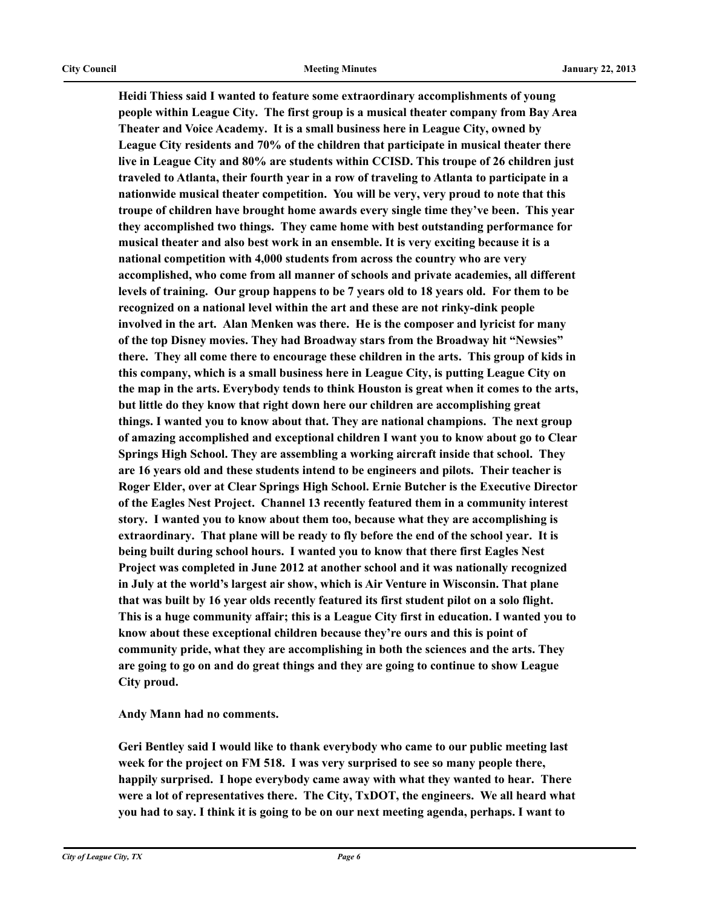**Heidi Thiess said I wanted to feature some extraordinary accomplishments of young people within League City. The first group is a musical theater company from Bay Area Theater and Voice Academy. It is a small business here in League City, owned by League City residents and 70% of the children that participate in musical theater there live in League City and 80% are students within CCISD. This troupe of 26 children just traveled to Atlanta, their fourth year in a row of traveling to Atlanta to participate in a nationwide musical theater competition. You will be very, very proud to note that this troupe of children have brought home awards every single time they've been. This year they accomplished two things. They came home with best outstanding performance for musical theater and also best work in an ensemble. It is very exciting because it is a national competition with 4,000 students from across the country who are very accomplished, who come from all manner of schools and private academies, all different levels of training. Our group happens to be 7 years old to 18 years old. For them to be recognized on a national level within the art and these are not rinky-dink people involved in the art. Alan Menken was there. He is the composer and lyricist for many of the top Disney movies. They had Broadway stars from the Broadway hit "Newsies" there. They all come there to encourage these children in the arts. This group of kids in this company, which is a small business here in League City, is putting League City on the map in the arts. Everybody tends to think Houston is great when it comes to the arts, but little do they know that right down here our children are accomplishing great things. I wanted you to know about that. They are national champions. The next group of amazing accomplished and exceptional children I want you to know about go to Clear Springs High School. They are assembling a working aircraft inside that school. They are 16 years old and these students intend to be engineers and pilots. Their teacher is Roger Elder, over at Clear Springs High School. Ernie Butcher is the Executive Director of the Eagles Nest Project. Channel 13 recently featured them in a community interest story. I wanted you to know about them too, because what they are accomplishing is extraordinary. That plane will be ready to fly before the end of the school year. It is being built during school hours. I wanted you to know that there first Eagles Nest Project was completed in June 2012 at another school and it was nationally recognized in July at the world's largest air show, which is Air Venture in Wisconsin. That plane that was built by 16 year olds recently featured its first student pilot on a solo flight. This is a huge community affair; this is a League City first in education. I wanted you to know about these exceptional children because they're ours and this is point of community pride, what they are accomplishing in both the sciences and the arts. They are going to go on and do great things and they are going to continue to show League City proud.**

**Andy Mann had no comments.**

**Geri Bentley said I would like to thank everybody who came to our public meeting last week for the project on FM 518. I was very surprised to see so many people there, happily surprised. I hope everybody came away with what they wanted to hear. There were a lot of representatives there. The City, TxDOT, the engineers. We all heard what you had to say. I think it is going to be on our next meeting agenda, perhaps. I want to**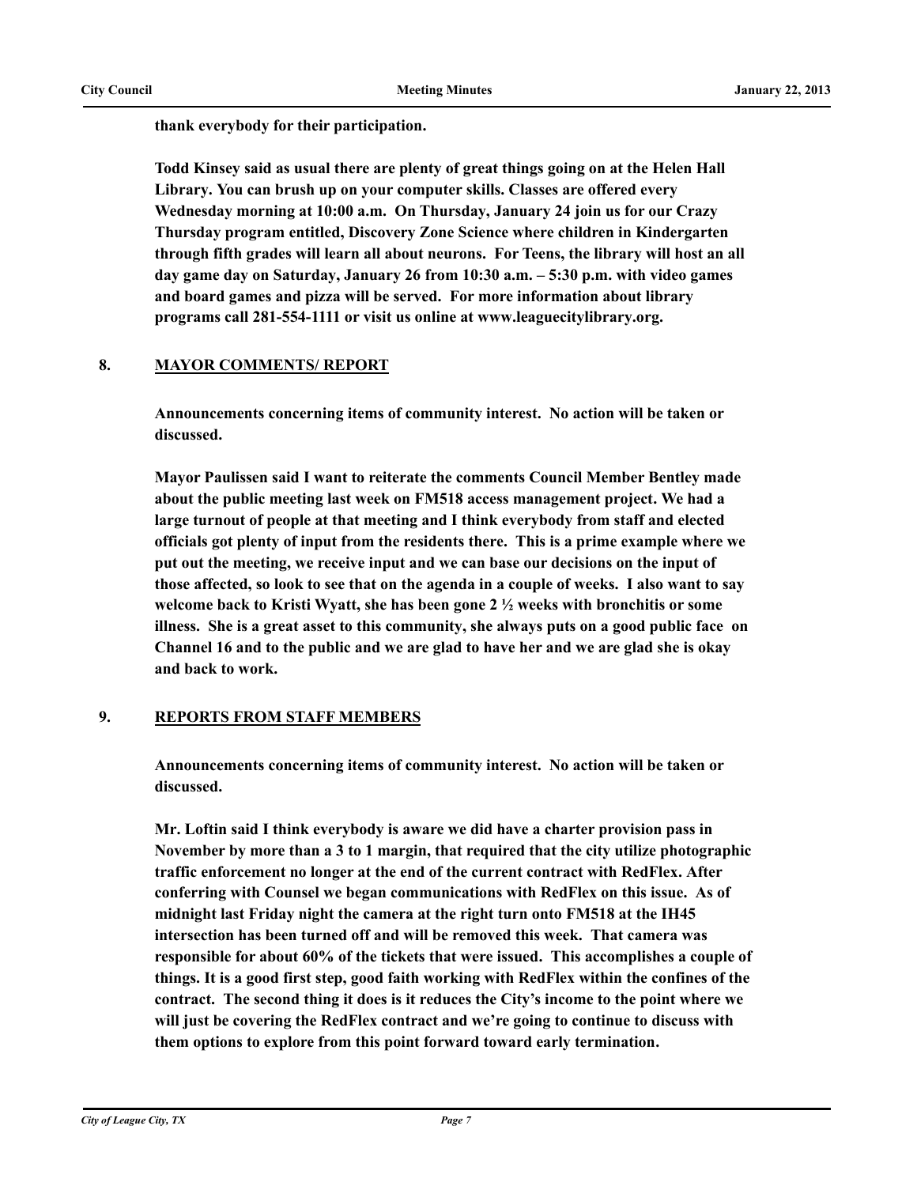**thank everybody for their participation.**

**Todd Kinsey said as usual there are plenty of great things going on at the Helen Hall Library. You can brush up on your computer skills. Classes are offered every Wednesday morning at 10:00 a.m. On Thursday, January 24 join us for our Crazy Thursday program entitled, Discovery Zone Science where children in Kindergarten through fifth grades will learn all about neurons. For Teens, the library will host an all day game day on Saturday, January 26 from 10:30 a.m. – 5:30 p.m. with video games and board games and pizza will be served. For more information about library programs call 281-554-1111 or visit us online at www.leaguecitylibrary.org.**

## 8. MAYOR COMMENTS/ REPORT

**Announcements concerning items of community interest. No action will be taken or discussed.**

**Mayor Paulissen said I want to reiterate the comments Council Member Bentley made about the public meeting last week on FM518 access management project. We had a large turnout of people at that meeting and I think everybody from staff and elected officials got plenty of input from the residents there. This is a prime example where we put out the meeting, we receive input and we can base our decisions on the input of those affected, so look to see that on the agenda in a couple of weeks. I also want to say welcome back to Kristi Wyatt, she has been gone 2 ½ weeks with bronchitis or some illness. She is a great asset to this community, she always puts on a good public face on Channel 16 and to the public and we are glad to have her and we are glad she is okay and back to work.**

## 9. REPORTS FROM STAFF MEMBERS

**Announcements concerning items of community interest. No action will be taken or discussed.**

**Mr. Loftin said I think everybody is aware we did have a charter provision pass in November by more than a 3 to 1 margin, that required that the city utilize photographic traffic enforcement no longer at the end of the current contract with RedFlex. After conferring with Counsel we began communications with RedFlex on this issue. As of midnight last Friday night the camera at the right turn onto FM518 at the IH45 intersection has been turned off and will be removed this week. That camera was responsible for about 60% of the tickets that were issued. This accomplishes a couple of things. It is a good first step, good faith working with RedFlex within the confines of the contract. The second thing it does is it reduces the City's income to the point where we will just be covering the RedFlex contract and we're going to continue to discuss with them options to explore from this point forward toward early termination.**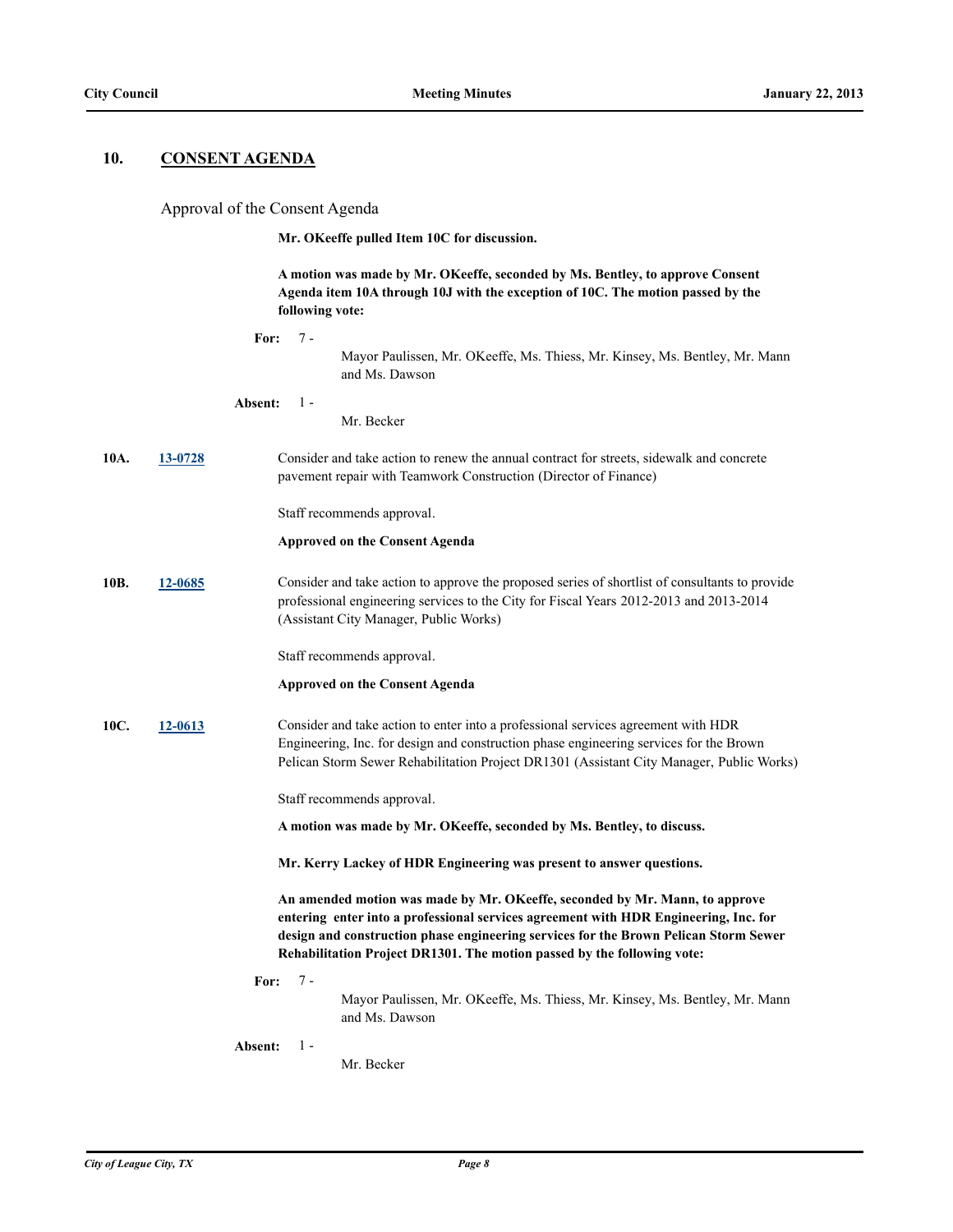## 10. CONSENT AGENDA

Approval of the Consent Agenda

**Mr. OKeeffe pulled Item 10C for discussion.**

**A motion was made by Mr. OKeeffe, seconded by Ms. Bentley, to approve Consent Agenda item 10A through 10J with the exception of 10C. The motion passed by the following vote:**

**For:** 7 - Mayor Paulissen, Mr. OKeeffe, Ms. Thiess, Mr. Kinsey, Ms. Bentley, Mr. Mann and Ms. Dawson

**Absent:** 1 - Mr. Becker

**10A.** [13-0728](13-0728) Consider and take action to renew the annual contract for streets, sidewalk and concrete pavement repair with Teamwork Construction (Director of Finance)

Staff recommends approval.

**Approved on the Consent Agenda**

**10B.** [12-0685](12-0685) Consider and take action to approve the proposed series of shortlist of consultants to provide professional engineering services to the City for Fiscal Years 2012-2013 and 2013-2014 (Assistant City Manager, Public Works)

Staff recommends approval.

**Approved on the Consent Agenda**

**10C.** [12-0613](12-0613) Consider and take action to enter into a professional services agreement with HDR Engineering, Inc. for design and construction phase engineering services for the Brown Pelican Storm Sewer Rehabilitation Project DR1301 (Assistant City Manager, Public Works)

Staff recommends approval.

**A motion was made by Mr. OKeeffe, seconded by Ms. Bentley, to discuss.**

**Mr. Kerry Lackey of HDR Engineering was present to answer questions.**

**An amended motion was made by Mr. OKeeffe, seconded by Mr. Mann, to approve entering enter into a professional services agreement with HDR Engineering, Inc. for design and construction phase engineering services for the Brown Pelican Storm Sewer Rehabilitation Project DR1301. The motion passed by the following vote:**

**For:** 7 - Mayor Paulissen, Mr. OKeeffe, Ms. Thiess, Mr. Kinsey, Ms. Bentley, Mr. Mann and Ms. Dawson

**Absent:** 1 - Mr. Becker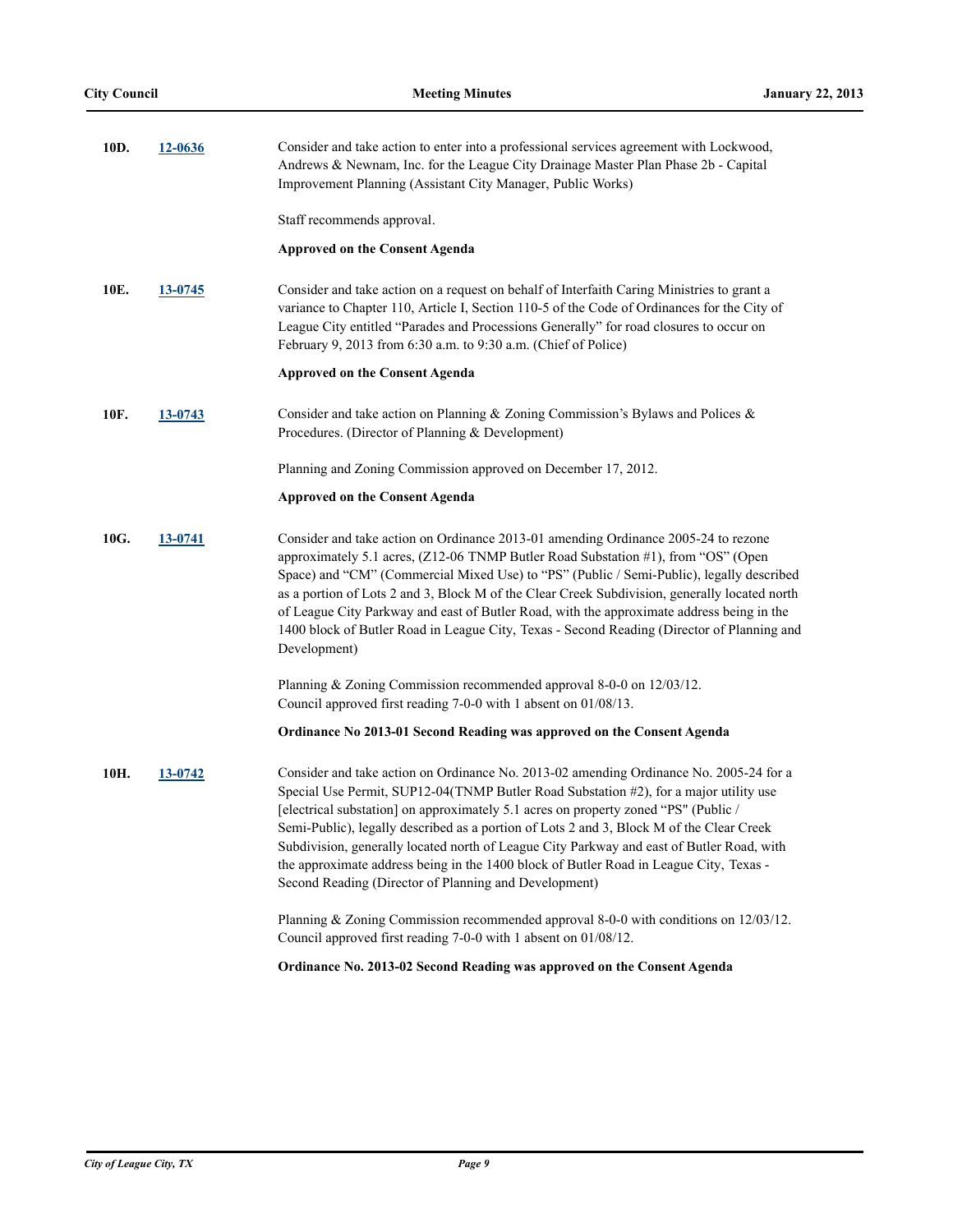**10D.** **12-0636**

Consider and take action to enter into a professional services agreement with Lockwood, Andrews & Newnam, Inc. for the League City Drainage Master Plan Phase 2b - Capital Improvement Planning (Assistant City Manager, Public Works)

Staff recommends approval.

**Approved on the Consent Agenda**

**10E.** **13-0745**

Consider and take action on a request on behalf of Interfaith Caring Ministries to grant a variance to Chapter 110, Article I, Section 110-5 of the Code of Ordinances for the City of League City entitled "Parades and Processions Generally" for road closures to occur on February 9, 2013 from 6:30 a.m. to 9:30 a.m. (Chief of Police)

**Approved on the Consent Agenda**

**10F.** **13-0743**

Consider and take action on Planning & Zoning Commission's Bylaws and Polices & Procedures. (Director of Planning & Development)

Planning and Zoning Commission approved on December 17, 2012.

**Approved on the Consent Agenda**

**10G.** **13-0741**

Consider and take action on Ordinance 2013-01 amending Ordinance 2005-24 to rezone approximately 5.1 acres, (Z12-06 TNMP Butler Road Substation #1), from "OS" (Open Space) and "CM" (Commercial Mixed Use) to "PS" (Public / Semi-Public), legally described as a portion of Lots 2 and 3, Block M of the Clear Creek Subdivision, generally located north of League City Parkway and east of Butler Road, with the approximate address being in the 1400 block of Butler Road in League City, Texas - Second Reading (Director of Planning and Development)

Planning & Zoning Commission recommended approval 8-0-0 on 12/03/12.
Council approved first reading 7-0-0 with 1 absent on 01/08/13.

**Ordinance No 2013-01 Second Reading was approved on the Consent Agenda**

**10H.** **13-0742**

Consider and take action on Ordinance No. 2013-02 amending Ordinance No. 2005-24 for a Special Use Permit, SUP12-04(TNMP Butler Road Substation #2), for a major utility use [electrical substation] on approximately 5.1 acres on property zoned "PS" (Public / Semi-Public), legally described as a portion of Lots 2 and 3, Block M of the Clear Creek Subdivision, generally located north of League City Parkway and east of Butler Road, with the approximate address being in the 1400 block of Butler Road in League City, Texas - Second Reading (Director of Planning and Development)

Planning & Zoning Commission recommended approval 8-0-0 with conditions on 12/03/12.
Council approved first reading 7-0-0 with 1 absent on 01/08/12.

**Ordinance No. 2013-02 Second Reading was approved on the Consent Agenda**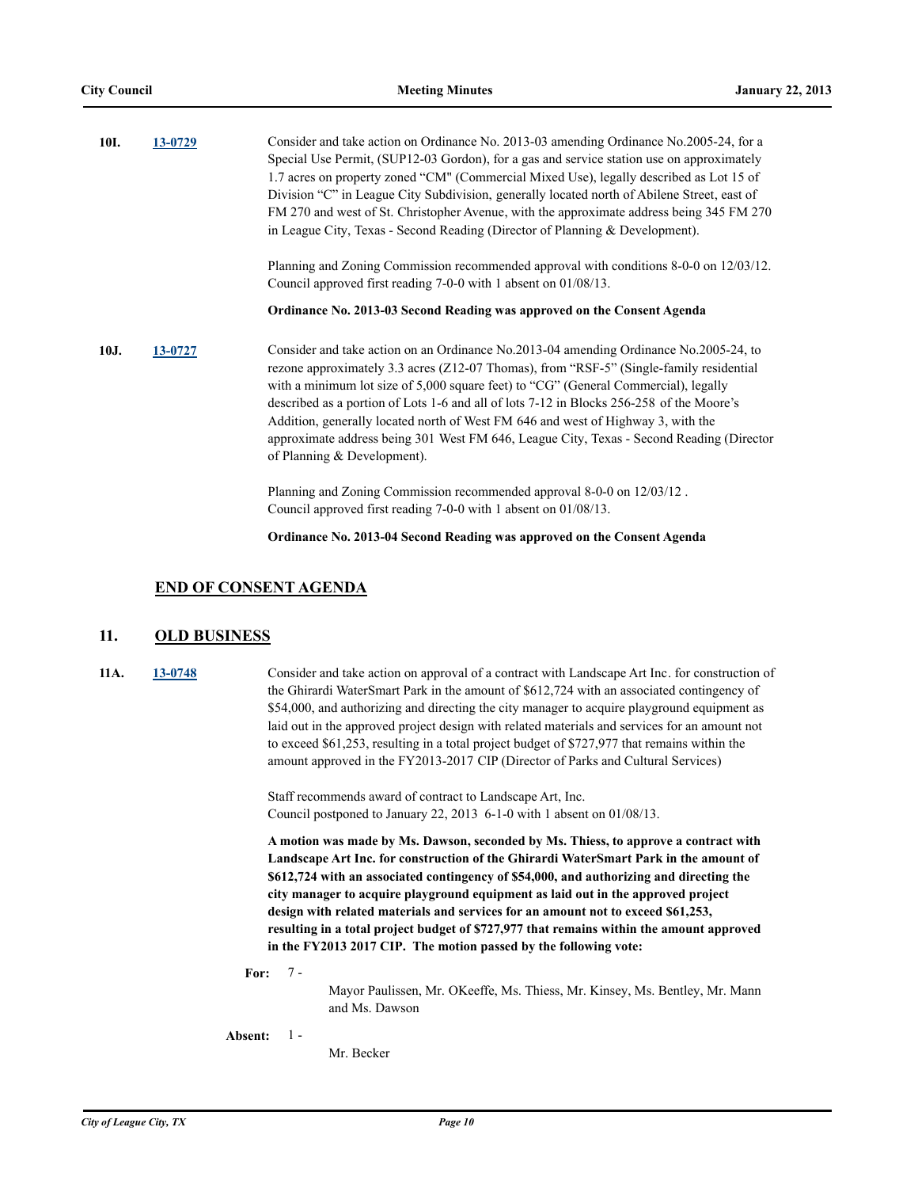**10I.** **13-0729**

Consider and take action on Ordinance No. 2013-03 amending Ordinance No.2005-24, for a Special Use Permit, (SUP12-03 Gordon), for a gas and service station use on approximately 1.7 acres on property zoned "CM" (Commercial Mixed Use), legally described as Lot 15 of Division "C" in League City Subdivision, generally located north of Abilene Street, east of FM 270 and west of St. Christopher Avenue, with the approximate address being 345 FM 270 in League City, Texas - Second Reading (Director of Planning & Development).

Planning and Zoning Commission recommended approval with conditions 8-0-0 on 12/03/12.
Council approved first reading 7-0-0 with 1 absent on 01/08/13.

**Ordinance No. 2013-03 Second Reading was approved on the Consent Agenda**

**10J.** **13-0727**

Consider and take action on an Ordinance No.2013-04 amending Ordinance No.2005-24, to rezone approximately 3.3 acres (Z12-07 Thomas), from "RSF-5" (Single-family residential with a minimum lot size of 5,000 square feet) to "CG" (General Commercial), legally described as a portion of Lots 1-6 and all of lots 7-12 in Blocks 256-258 of the Moore's Addition, generally located north of West FM 646 and west of Highway 3, with the approximate address being 301 West FM 646, League City, Texas - Second Reading (Director of Planning & Development).

Planning and Zoning Commission recommended approval 8-0-0 on 12/03/12 .
Council approved first reading 7-0-0 with 1 absent on 01/08/13.

**Ordinance No. 2013-04 Second Reading was approved on the Consent Agenda**

## END OF CONSENT AGENDA

## 11. OLD BUSINESS

**11A.** **13-0748**

Consider and take action on approval of a contract with Landscape Art Inc. for construction of the Ghirardi WaterSmart Park in the amount of $612,724 with an associated contingency of $54,000, and authorizing and directing the city manager to acquire playground equipment as laid out in the approved project design with related materials and services for an amount not to exceed $61,253, resulting in a total project budget of $727,977 that remains within the amount approved in the FY2013-2017 CIP (Director of Parks and Cultural Services)

Staff recommends award of contract to Landscape Art, Inc.
Council postponed to January 22, 2013 6-1-0 with 1 absent on 01/08/13.

**A motion was made by Ms. Dawson, seconded by Ms. Thiess, to approve a contract with Landscape Art Inc. for construction of the Ghirardi WaterSmart Park in the amount of $612,724 with an associated contingency of $54,000, and authorizing and directing the city manager to acquire playground equipment as laid out in the approved project design with related materials and services for an amount not to exceed $61,253, resulting in a total project budget of $727,977 that remains within the amount approved in the FY2013 2017 CIP. The motion passed by the following vote:**

**For:** 7 - Mayor Paulissen, Mr. OKeeffe, Ms. Thiess, Mr. Kinsey, Ms. Bentley, Mr. Mann and Ms. Dawson

**Absent:** 1 - Mr. Becker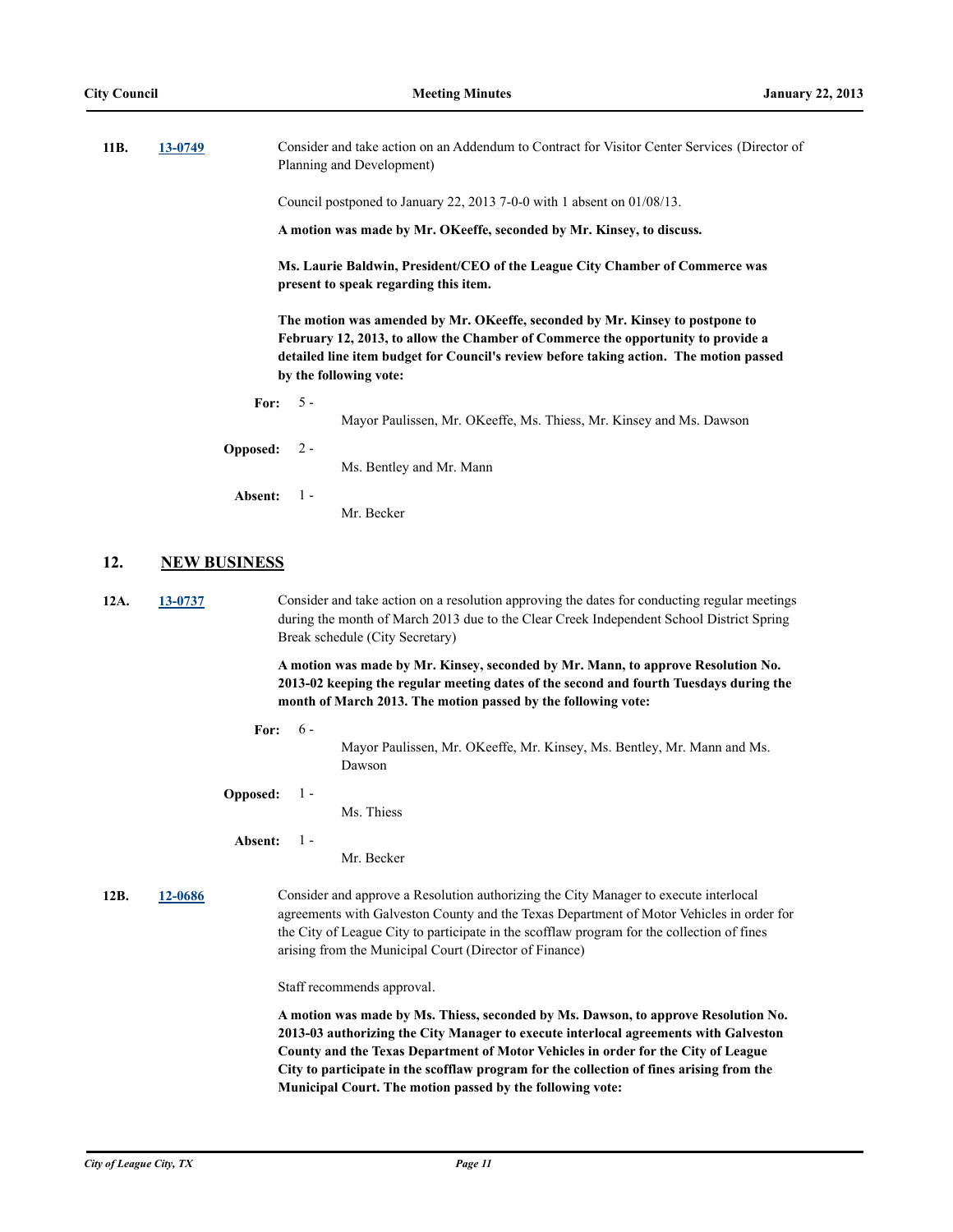**11B.** **13-0749** Consider and take action on an Addendum to Contract for Visitor Center Services (Director of Planning and Development)

Council postponed to January 22, 2013 7-0-0 with 1 absent on 01/08/13.

**A motion was made by Mr. OKeeffe, seconded by Mr. Kinsey, to discuss.**

**Ms. Laurie Baldwin, President/CEO of the League City Chamber of Commerce was present to speak regarding this item.**

**The motion was amended by Mr. OKeeffe, seconded by Mr. Kinsey to postpone to February 12, 2013, to allow the Chamber of Commerce the opportunity to provide a detailed line item budget for Council's review before taking action. The motion passed by the following vote:**

**For:** 5 - Mayor Paulissen, Mr. OKeeffe, Ms. Thiess, Mr. Kinsey and Ms. Dawson

**Opposed:** 2 - Ms. Bentley and Mr. Mann

**Absent:** 1 - Mr. Becker

## 12. NEW BUSINESS

**12A.** **13-0737** Consider and take action on a resolution approving the dates for conducting regular meetings during the month of March 2013 due to the Clear Creek Independent School District Spring Break schedule (City Secretary)

**A motion was made by Mr. Kinsey, seconded by Mr. Mann, to approve Resolution No. 2013-02 keeping the regular meeting dates of the second and fourth Tuesdays during the month of March 2013. The motion passed by the following vote:**

**For:** 6 - Mayor Paulissen, Mr. OKeeffe, Mr. Kinsey, Ms. Bentley, Mr. Mann and Ms. Dawson

**Opposed:** 1 - Ms. Thiess

**Absent:** 1 - Mr. Becker

**12B.** **12-0686** Consider and approve a Resolution authorizing the City Manager to execute interlocal agreements with Galveston County and the Texas Department of Motor Vehicles in order for the City of League City to participate in the scofflaw program for the collection of fines arising from the Municipal Court (Director of Finance)

Staff recommends approval.

**A motion was made by Ms. Thiess, seconded by Ms. Dawson, to approve Resolution No. 2013-03 authorizing the City Manager to execute interlocal agreements with Galveston County and the Texas Department of Motor Vehicles in order for the City of League City to participate in the scofflaw program for the collection of fines arising from the Municipal Court. The motion passed by the following vote:**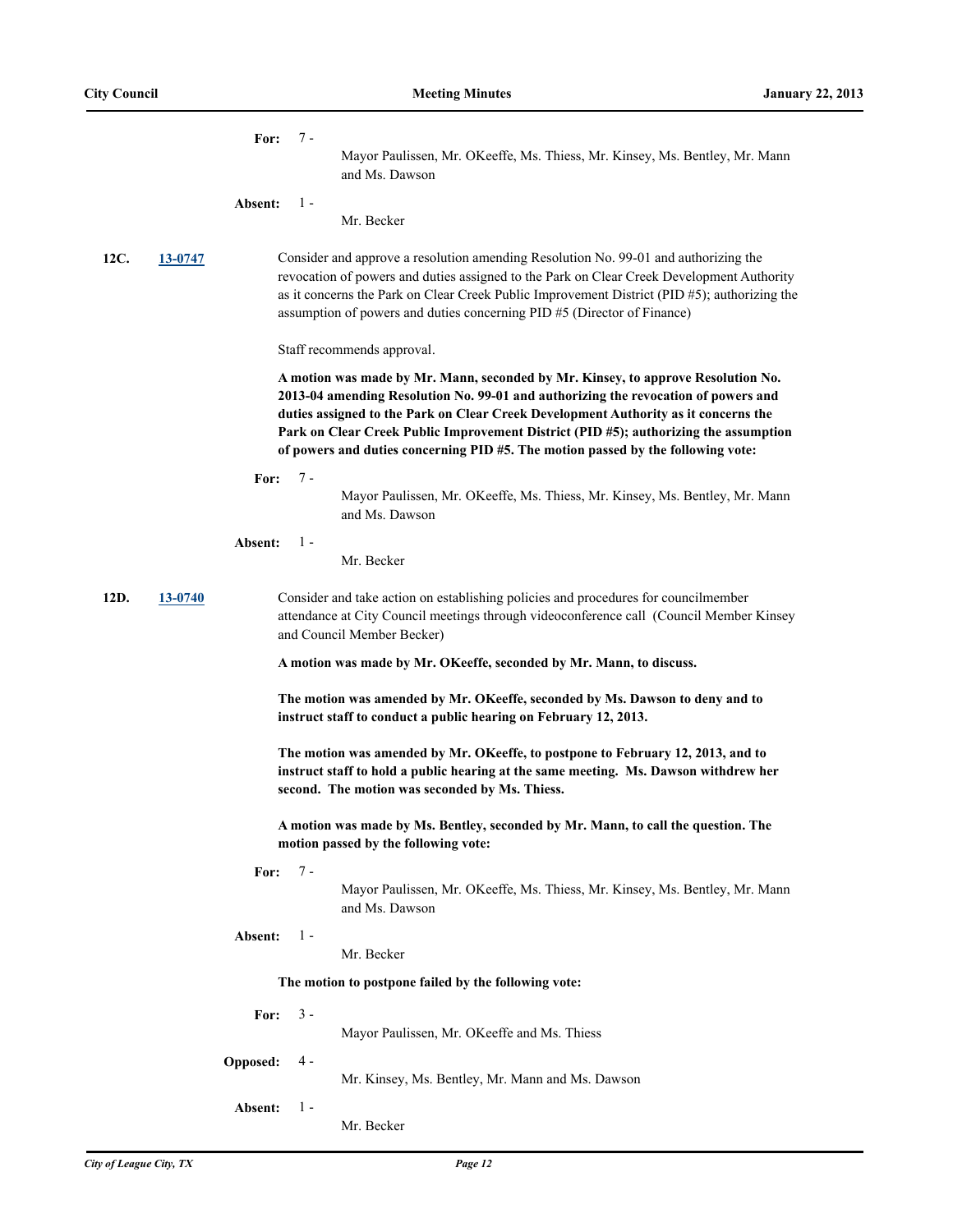**For:** 7 - Mayor Paulissen, Mr. OKeeffe, Ms. Thiess, Mr. Kinsey, Ms. Bentley, Mr. Mann and Ms. Dawson

**Absent:** 1 - Mr. Becker

**12C.** **13-0747**

Consider and approve a resolution amending Resolution No. 99-01 and authorizing the revocation of powers and duties assigned to the Park on Clear Creek Development Authority as it concerns the Park on Clear Creek Public Improvement District (PID #5); authorizing the assumption of powers and duties concerning PID #5 (Director of Finance)

Staff recommends approval.

**A motion was made by Mr. Mann, seconded by Mr. Kinsey, to approve Resolution No. 2013-04 amending Resolution No. 99-01 and authorizing the revocation of powers and duties assigned to the Park on Clear Creek Development Authority as it concerns the Park on Clear Creek Public Improvement District (PID #5); authorizing the assumption of powers and duties concerning PID #5. The motion passed by the following vote:**

**For:** 7 - Mayor Paulissen, Mr. OKeeffe, Ms. Thiess, Mr. Kinsey, Ms. Bentley, Mr. Mann and Ms. Dawson

**Absent:** 1 - Mr. Becker

**12D.** **13-0740**

Consider and take action on establishing policies and procedures for councilmember attendance at City Council meetings through videoconference call (Council Member Kinsey and Council Member Becker)

**A motion was made by Mr. OKeeffe, seconded by Mr. Mann, to discuss.**

**The motion was amended by Mr. OKeeffe, seconded by Ms. Dawson to deny and to instruct staff to conduct a public hearing on February 12, 2013.**

**The motion was amended by Mr. OKeeffe, to postpone to February 12, 2013, and to instruct staff to hold a public hearing at the same meeting. Ms. Dawson withdrew her second. The motion was seconded by Ms. Thiess.**

**A motion was made by Ms. Bentley, seconded by Mr. Mann, to call the question. The motion passed by the following vote:**

**For:** 7 - Mayor Paulissen, Mr. OKeeffe, Ms. Thiess, Mr. Kinsey, Ms. Bentley, Mr. Mann and Ms. Dawson

**Absent:** 1 - Mr. Becker

**The motion to postpone failed by the following vote:**

**For:** 3 - Mayor Paulissen, Mr. OKeeffe and Ms. Thiess

**Opposed:** 4 - Mr. Kinsey, Ms. Bentley, Mr. Mann and Ms. Dawson

**Absent:** 1 - Mr. Becker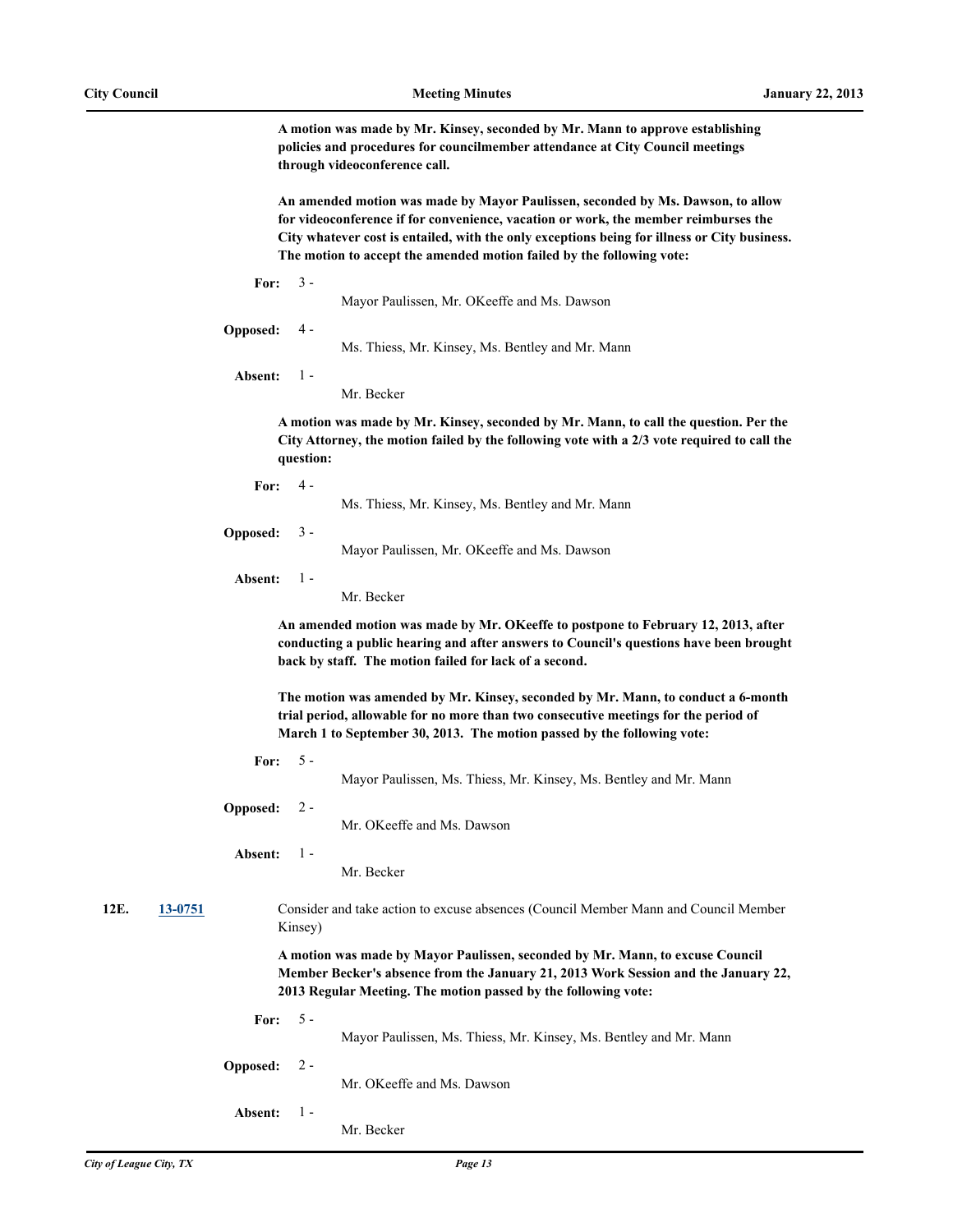**A motion was made by Mr. Kinsey, seconded by Mr. Mann to approve establishing policies and procedures for councilmember attendance at City Council meetings through videoconference call.**

**An amended motion was made by Mayor Paulissen, seconded by Ms. Dawson, to allow for videoconference if for convenience, vacation or work, the member reimburses the City whatever cost is entailed, with the only exceptions being for illness or City business. The motion to accept the amended motion failed by the following vote:**

**For:** 3 - Mayor Paulissen, Mr. OKeeffe and Ms. Dawson

**Opposed:** 4 - Ms. Thiess, Mr. Kinsey, Ms. Bentley and Mr. Mann

**Absent:** 1 - Mr. Becker

**A motion was made by Mr. Kinsey, seconded by Mr. Mann, to call the question. Per the City Attorney, the motion failed by the following vote with a 2/3 vote required to call the question:**

**For:** 4 - Ms. Thiess, Mr. Kinsey, Ms. Bentley and Mr. Mann

**Opposed:** 3 - Mayor Paulissen, Mr. OKeeffe and Ms. Dawson

**Absent:** 1 - Mr. Becker

**An amended motion was made by Mr. OKeeffe to postpone to February 12, 2013, after conducting a public hearing and after answers to Council's questions have been brought back by staff. The motion failed for lack of a second.**

**The motion was amended by Mr. Kinsey, seconded by Mr. Mann, to conduct a 6-month trial period, allowable for no more than two consecutive meetings for the period of March 1 to September 30, 2013. The motion passed by the following vote:**

**For:** 5 - Mayor Paulissen, Ms. Thiess, Mr. Kinsey, Ms. Bentley and Mr. Mann

**Opposed:** 2 - Mr. OKeeffe and Ms. Dawson

**Absent:** 1 - Mr. Becker

**12E. 13-0751** Consider and take action to excuse absences (Council Member Mann and Council Member Kinsey)

**A motion was made by Mayor Paulissen, seconded by Mr. Mann, to excuse Council Member Becker's absence from the January 21, 2013 Work Session and the January 22, 2013 Regular Meeting. The motion passed by the following vote:**

**For:** 5 - Mayor Paulissen, Ms. Thiess, Mr. Kinsey, Ms. Bentley and Mr. Mann

**Opposed:** 2 - Mr. OKeeffe and Ms. Dawson

**Absent:** 1 - Mr. Becker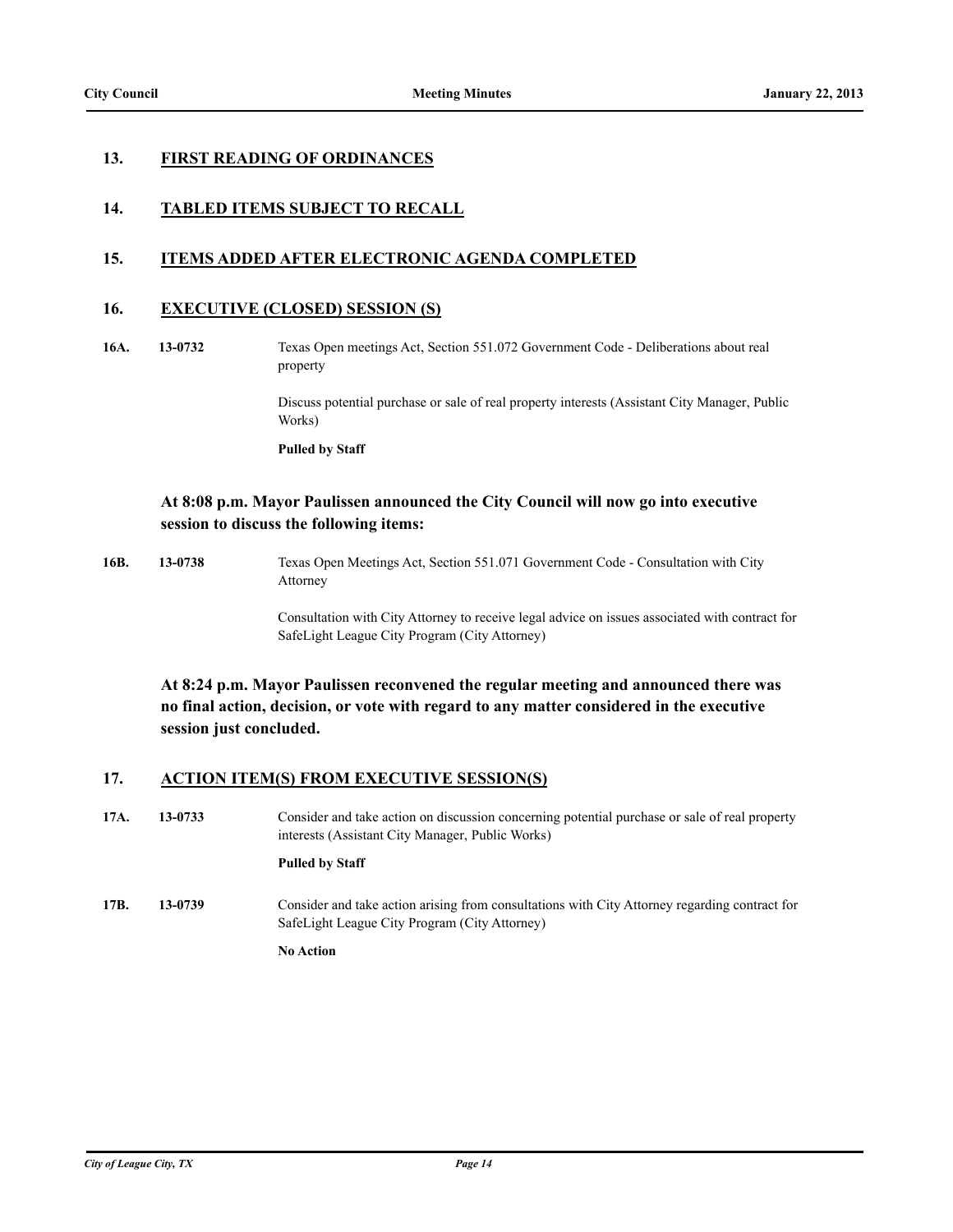## 13. FIRST READING OF ORDINANCES

## 14. TABLED ITEMS SUBJECT TO RECALL

## 15. ITEMS ADDED AFTER ELECTRONIC AGENDA COMPLETED

## 16. EXECUTIVE (CLOSED) SESSION (S)

**16A.** **13-0732** Texas Open meetings Act, Section 551.072 Government Code - Deliberations about real property

Discuss potential purchase or sale of real property interests (Assistant City Manager, Public Works)

**Pulled by Staff**

**At 8:08 p.m. Mayor Paulissen announced the City Council will now go into executive session to discuss the following items:**

**16B.** **13-0738** Texas Open Meetings Act, Section 551.071 Government Code - Consultation with City Attorney

Consultation with City Attorney to receive legal advice on issues associated with contract for SafeLight League City Program (City Attorney)

**At 8:24 p.m. Mayor Paulissen reconvened the regular meeting and announced there was no final action, decision, or vote with regard to any matter considered in the executive session just concluded.**

## 17. ACTION ITEM(S) FROM EXECUTIVE SESSION(S)

**17A.** **13-0733** Consider and take action on discussion concerning potential purchase or sale of real property interests (Assistant City Manager, Public Works)

**Pulled by Staff**

**17B.** **13-0739** Consider and take action arising from consultations with City Attorney regarding contract for SafeLight League City Program (City Attorney)

**No Action**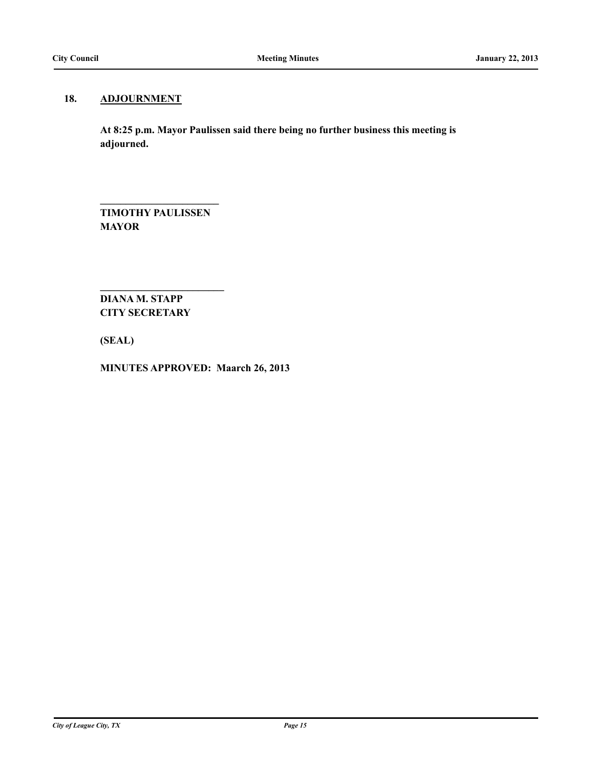## 18. ADJOURNMENT

**At 8:25 p.m. Mayor Paulissen said there being no further business this meeting is adjourned.**

**\_\_\_\_\_\_\_\_\_\_\_\_\_\_\_\_\_\_\_\_\_\_\_\_**

**TIMOTHY PAULISSEN**
**MAYOR**

**\_\_\_\_\_\_\_\_\_\_\_\_\_\_\_\_\_\_\_\_\_\_\_\_\_**

**DIANA M. STAPP**
**CITY SECRETARY**

**(SEAL)**

**MINUTES APPROVED: Maarch 26, 2013**